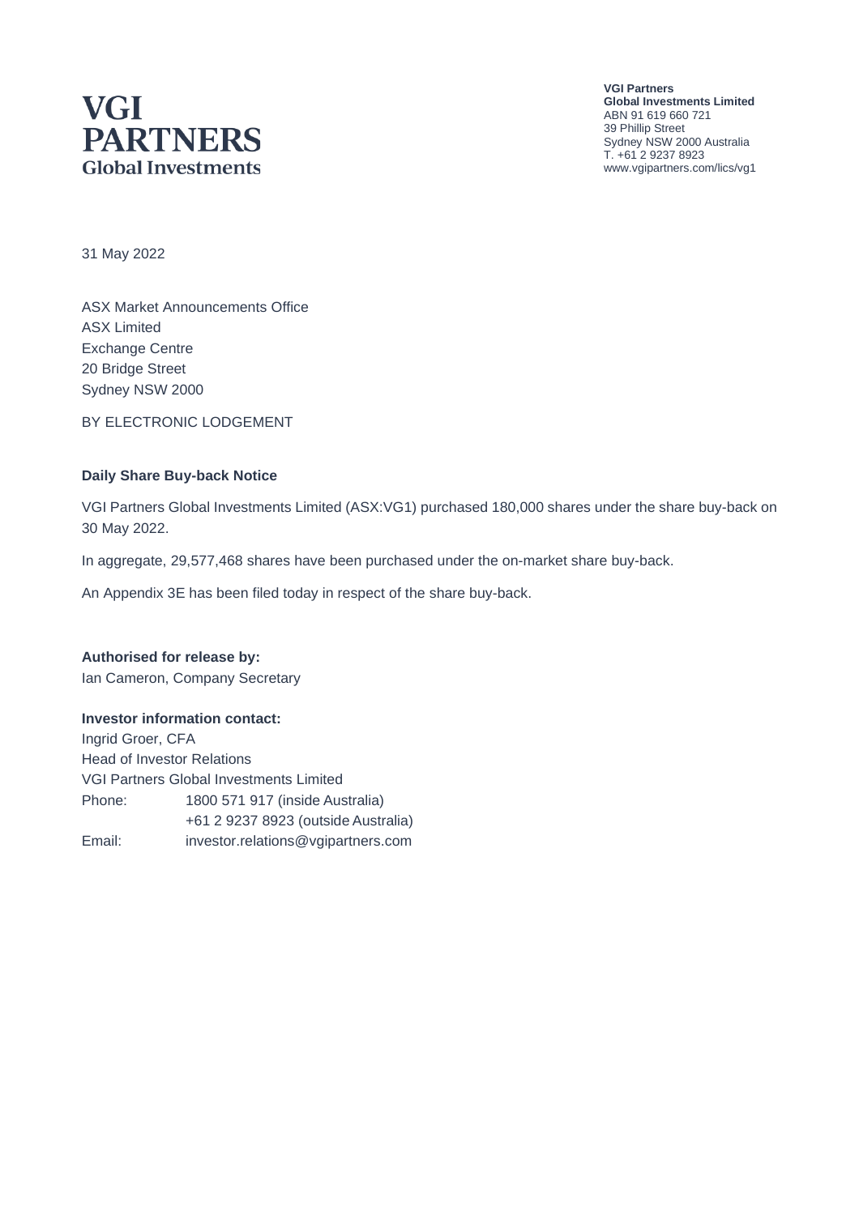# VGI PARTNERS
Global Investments

**VGI Partners**
**Global Investments Limited**
ABN 91 619 660 721
39 Phillip Street
Sydney NSW 2000 Australia
T. +61 2 9237 8923
www.vgipartners.com/lics/vg1

31 May 2022

ASX Market Announcements Office
ASX Limited
Exchange Centre
20 Bridge Street
Sydney NSW 2000

BY ELECTRONIC LODGEMENT

**Daily Share Buy-back Notice**

VGI Partners Global Investments Limited (ASX:VG1) purchased 180,000 shares under the share buy-back on 30 May 2022.

In aggregate, 29,577,468 shares have been purchased under the on-market share buy-back.

An Appendix 3E has been filed today in respect of the share buy-back.

**Authorised for release by:**
Ian Cameron, Company Secretary

**Investor information contact:**
Ingrid Groer, CFA
Head of Investor Relations
VGI Partners Global Investments Limited

| | |
|---|---|
| Phone: | 1800 571 917 (inside Australia) |
| | +61 2 9237 8923 (outside Australia) |
| Email: | investor.relations@vgipartners.com |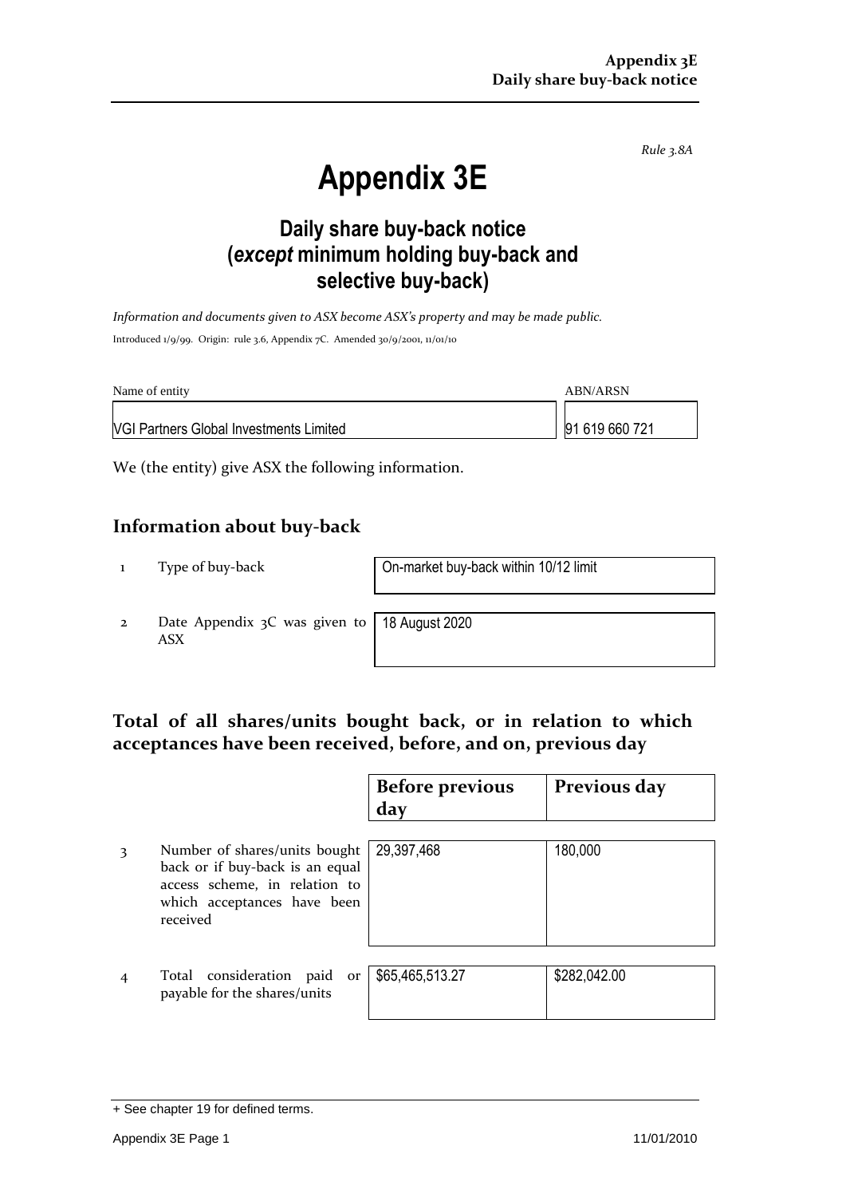*Rule 3.8A*

# Appendix 3E

## Daily share buy-back notice (*except* minimum holding buy-back and selective buy-back)

*Information and documents given to ASX become ASX's property and may be made public.*

Introduced 1/9/99. Origin: rule 3.6, Appendix 7C. Amended 30/9/2001, 11/01/10

| Name of entity | ABN/ARSN |
|---|---|
| VGI Partners Global Investments Limited | 91 619 660 721 |

We (the entity) give ASX the following information.

## Information about buy-back

| | | |
|---|---|---|
| 1 | Type of buy-back | On-market buy-back within 10/12 limit |
| 2 | Date Appendix 3C was given to ASX | 18 August 2020 |

## Total of all shares/units bought back, or in relation to which acceptances have been received, before, and on, previous day

| | | Before previous day | Previous day |
|---|---|---|---|
| 3 | Number of shares/units bought back or if buy-back is an equal access scheme, in relation to which acceptances have been received | 29,397,468 | 180,000 |
| 4 | Total consideration paid or payable for the shares/units | $65,465,513.27 | $282,042.00 |

+ See chapter 19 for defined terms.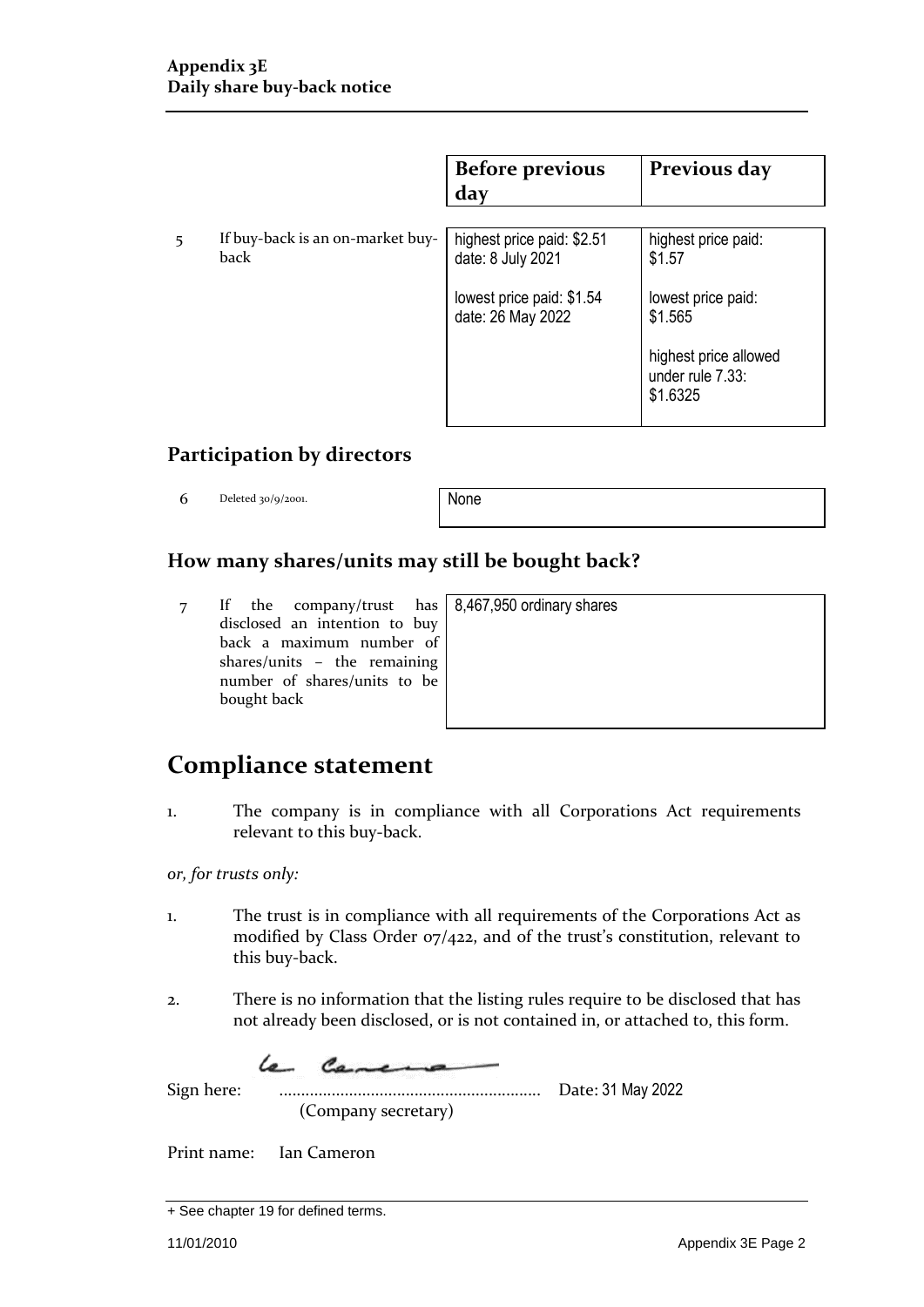**Appendix 3E**
**Daily share buy-back notice**

| | | Before previous day | Previous day |
|---|---|---|---|
| 5 | If buy-back is an on-market buy-back | highest price paid: $2.51<br>date: 8 July 2021<br><br>lowest price paid: $1.54<br>date: 26 May 2022 | highest price paid: $1.57<br><br>lowest price paid: $1.565<br><br>highest price allowed under rule 7.33: $1.6325 |

## Participation by directors

| | | |
|---|---|---|
| 6 | Deleted 30/9/2001. | None |

## How many shares/units may still be bought back?

| | | |
|---|---|---|
| 7 | If the company/trust has disclosed an intention to buy back a maximum number of shares/units – the remaining number of shares/units to be bought back | 8,467,950 ordinary shares |

# Compliance statement

1. The company is in compliance with all Corporations Act requirements relevant to this buy-back.

*or, for trusts only:*

1. The trust is in compliance with all requirements of the Corporations Act as modified by Class Order 07/422, and of the trust's constitution, relevant to this buy-back.

2. There is no information that the listing rules require to be disclosed that has not already been disclosed, or is not contained in, or attached to, this form.

Sign here: ............................................................ Date: 31 May 2022
(Company secretary)

Print name: Ian Cameron

+ See chapter 19 for defined terms.